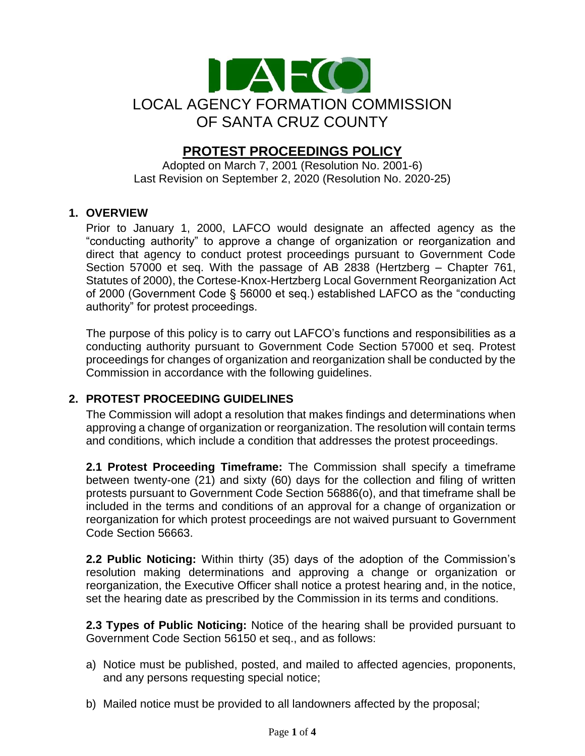# LOCAL AGENCY FORMATION COMMISSION OF SANTA CRUZ COUNTY

## PROTEST PROCEEDINGS POLICY

Adopted on March 7, 2001 (Resolution No. 2001-6)
Last Revision on September 2, 2020 (Resolution No. 2020-25)

### 1. OVERVIEW

Prior to January 1, 2000, LAFCO would designate an affected agency as the "conducting authority" to approve a change of organization or reorganization and direct that agency to conduct protest proceedings pursuant to Government Code Section 57000 et seq. With the passage of AB 2838 (Hertzberg – Chapter 761, Statutes of 2000), the Cortese-Knox-Hertzberg Local Government Reorganization Act of 2000 (Government Code § 56000 et seq.) established LAFCO as the "conducting authority" for protest proceedings.

The purpose of this policy is to carry out LAFCO's functions and responsibilities as a conducting authority pursuant to Government Code Section 57000 et seq. Protest proceedings for changes of organization and reorganization shall be conducted by the Commission in accordance with the following guidelines.

### 2. PROTEST PROCEEDING GUIDELINES

The Commission will adopt a resolution that makes findings and determinations when approving a change of organization or reorganization. The resolution will contain terms and conditions, which include a condition that addresses the protest proceedings.

**2.1 Protest Proceeding Timeframe:** The Commission shall specify a timeframe between twenty-one (21) and sixty (60) days for the collection and filing of written protests pursuant to Government Code Section 56886(o), and that timeframe shall be included in the terms and conditions of an approval for a change of organization or reorganization for which protest proceedings are not waived pursuant to Government Code Section 56663.

**2.2 Public Noticing:** Within thirty (35) days of the adoption of the Commission's resolution making determinations and approving a change or organization or reorganization, the Executive Officer shall notice a protest hearing and, in the notice, set the hearing date as prescribed by the Commission in its terms and conditions.

**2.3 Types of Public Noticing:** Notice of the hearing shall be provided pursuant to Government Code Section 56150 et seq., and as follows:

a) Notice must be published, posted, and mailed to affected agencies, proponents, and any persons requesting special notice;

b) Mailed notice must be provided to all landowners affected by the proposal;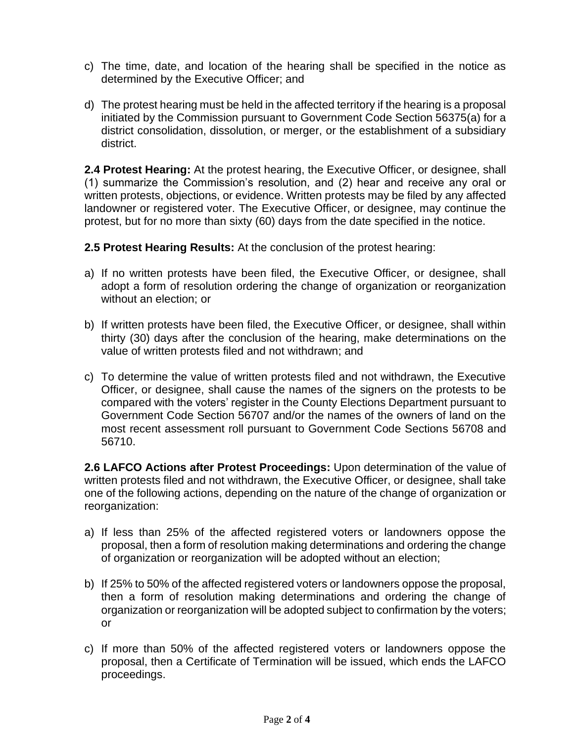c) The time, date, and location of the hearing shall be specified in the notice as determined by the Executive Officer; and

d) The protest hearing must be held in the affected territory if the hearing is a proposal initiated by the Commission pursuant to Government Code Section 56375(a) for a district consolidation, dissolution, or merger, or the establishment of a subsidiary district.

**2.4 Protest Hearing:** At the protest hearing, the Executive Officer, or designee, shall (1) summarize the Commission's resolution, and (2) hear and receive any oral or written protests, objections, or evidence. Written protests may be filed by any affected landowner or registered voter. The Executive Officer, or designee, may continue the protest, but for no more than sixty (60) days from the date specified in the notice.

**2.5 Protest Hearing Results:** At the conclusion of the protest hearing:

a) If no written protests have been filed, the Executive Officer, or designee, shall adopt a form of resolution ordering the change of organization or reorganization without an election; or

b) If written protests have been filed, the Executive Officer, or designee, shall within thirty (30) days after the conclusion of the hearing, make determinations on the value of written protests filed and not withdrawn; and

c) To determine the value of written protests filed and not withdrawn, the Executive Officer, or designee, shall cause the names of the signers on the protests to be compared with the voters' register in the County Elections Department pursuant to Government Code Section 56707 and/or the names of the owners of land on the most recent assessment roll pursuant to Government Code Sections 56708 and 56710.

**2.6 LAFCO Actions after Protest Proceedings:** Upon determination of the value of written protests filed and not withdrawn, the Executive Officer, or designee, shall take one of the following actions, depending on the nature of the change of organization or reorganization:

a) If less than 25% of the affected registered voters or landowners oppose the proposal, then a form of resolution making determinations and ordering the change of organization or reorganization will be adopted without an election;

b) If 25% to 50% of the affected registered voters or landowners oppose the proposal, then a form of resolution making determinations and ordering the change of organization or reorganization will be adopted subject to confirmation by the voters; or

c) If more than 50% of the affected registered voters or landowners oppose the proposal, then a Certificate of Termination will be issued, which ends the LAFCO proceedings.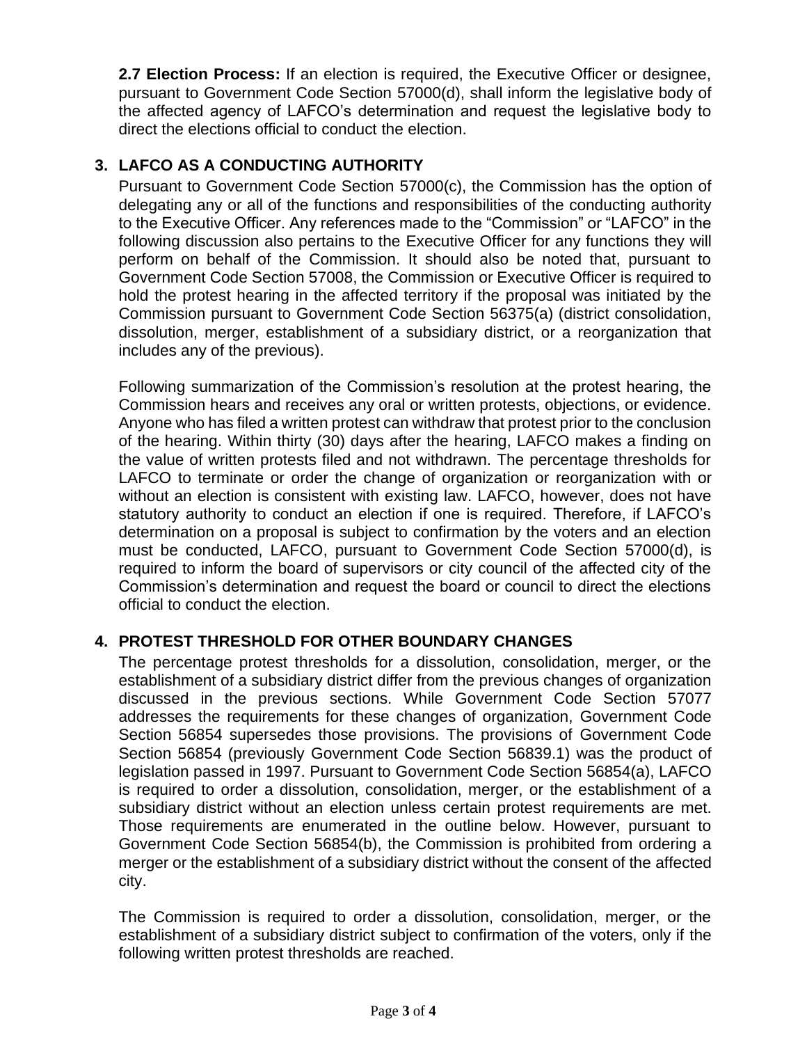**2.7 Election Process:** If an election is required, the Executive Officer or designee, pursuant to Government Code Section 57000(d), shall inform the legislative body of the affected agency of LAFCO's determination and request the legislative body to direct the elections official to conduct the election.

## 3. LAFCO AS A CONDUCTING AUTHORITY

Pursuant to Government Code Section 57000(c), the Commission has the option of delegating any or all of the functions and responsibilities of the conducting authority to the Executive Officer. Any references made to the "Commission" or "LAFCO" in the following discussion also pertains to the Executive Officer for any functions they will perform on behalf of the Commission. It should also be noted that, pursuant to Government Code Section 57008, the Commission or Executive Officer is required to hold the protest hearing in the affected territory if the proposal was initiated by the Commission pursuant to Government Code Section 56375(a) (district consolidation, dissolution, merger, establishment of a subsidiary district, or a reorganization that includes any of the previous).

Following summarization of the Commission's resolution at the protest hearing, the Commission hears and receives any oral or written protests, objections, or evidence. Anyone who has filed a written protest can withdraw that protest prior to the conclusion of the hearing. Within thirty (30) days after the hearing, LAFCO makes a finding on the value of written protests filed and not withdrawn. The percentage thresholds for LAFCO to terminate or order the change of organization or reorganization with or without an election is consistent with existing law. LAFCO, however, does not have statutory authority to conduct an election if one is required. Therefore, if LAFCO's determination on a proposal is subject to confirmation by the voters and an election must be conducted, LAFCO, pursuant to Government Code Section 57000(d), is required to inform the board of supervisors or city council of the affected city of the Commission's determination and request the board or council to direct the elections official to conduct the election.

## 4. PROTEST THRESHOLD FOR OTHER BOUNDARY CHANGES

The percentage protest thresholds for a dissolution, consolidation, merger, or the establishment of a subsidiary district differ from the previous changes of organization discussed in the previous sections. While Government Code Section 57077 addresses the requirements for these changes of organization, Government Code Section 56854 supersedes those provisions. The provisions of Government Code Section 56854 (previously Government Code Section 56839.1) was the product of legislation passed in 1997. Pursuant to Government Code Section 56854(a), LAFCO is required to order a dissolution, consolidation, merger, or the establishment of a subsidiary district without an election unless certain protest requirements are met. Those requirements are enumerated in the outline below. However, pursuant to Government Code Section 56854(b), the Commission is prohibited from ordering a merger or the establishment of a subsidiary district without the consent of the affected city.

The Commission is required to order a dissolution, consolidation, merger, or the establishment of a subsidiary district subject to confirmation of the voters, only if the following written protest thresholds are reached.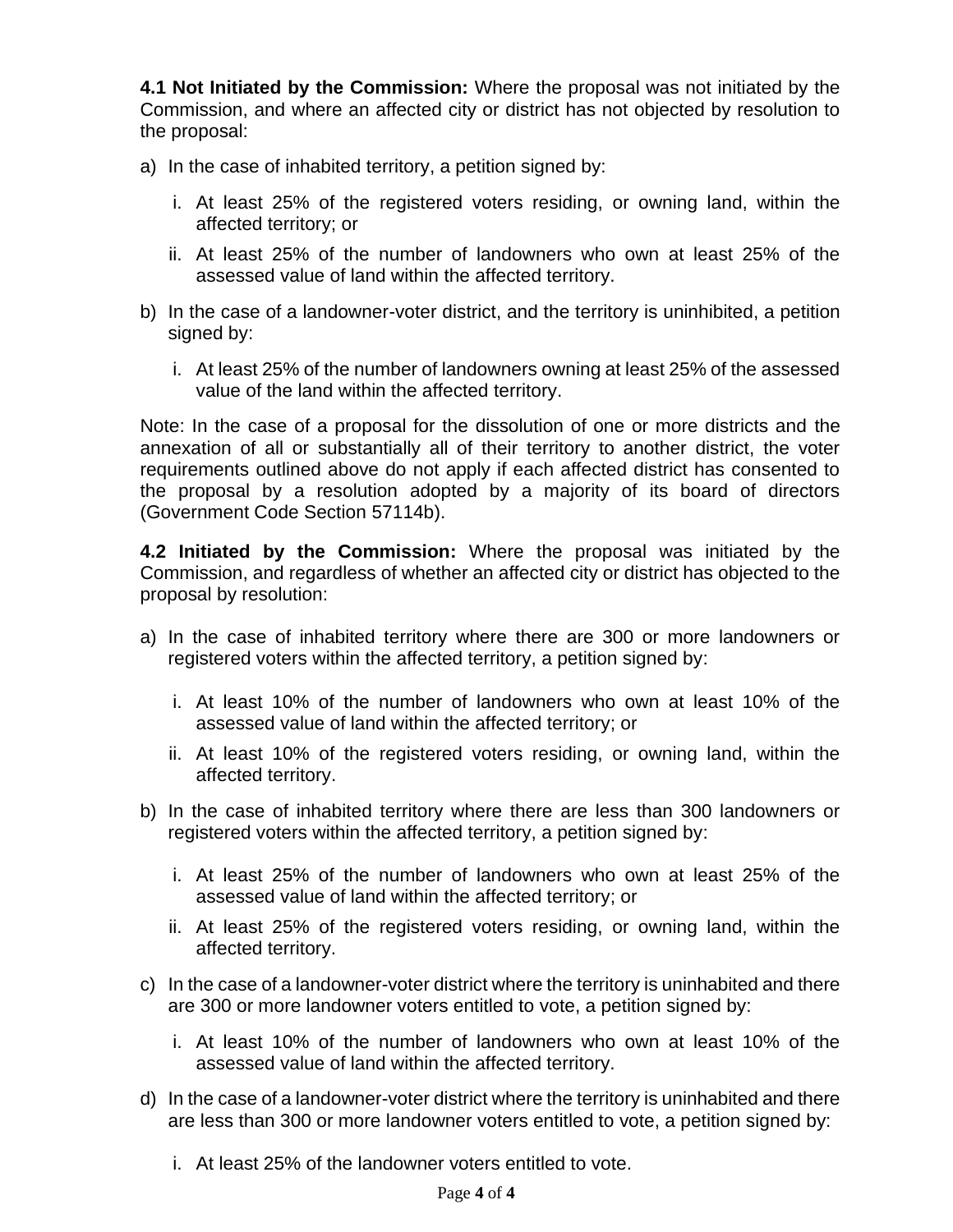**4.1 Not Initiated by the Commission:** Where the proposal was not initiated by the Commission, and where an affected city or district has not objected by resolution to the proposal:

a) In the case of inhabited territory, a petition signed by:

   i. At least 25% of the registered voters residing, or owning land, within the affected territory; or

   ii. At least 25% of the number of landowners who own at least 25% of the assessed value of land within the affected territory.

b) In the case of a landowner-voter district, and the territory is uninhibited, a petition signed by:

   i. At least 25% of the number of landowners owning at least 25% of the assessed value of the land within the affected territory.

Note: In the case of a proposal for the dissolution of one or more districts and the annexation of all or substantially all of their territory to another district, the voter requirements outlined above do not apply if each affected district has consented to the proposal by a resolution adopted by a majority of its board of directors (Government Code Section 57114b).

**4.2 Initiated by the Commission:** Where the proposal was initiated by the Commission, and regardless of whether an affected city or district has objected to the proposal by resolution:

a) In the case of inhabited territory where there are 300 or more landowners or registered voters within the affected territory, a petition signed by:

   i. At least 10% of the number of landowners who own at least 10% of the assessed value of land within the affected territory; or

   ii. At least 10% of the registered voters residing, or owning land, within the affected territory.

b) In the case of inhabited territory where there are less than 300 landowners or registered voters within the affected territory, a petition signed by:

   i. At least 25% of the number of landowners who own at least 25% of the assessed value of land within the affected territory; or

   ii. At least 25% of the registered voters residing, or owning land, within the affected territory.

c) In the case of a landowner-voter district where the territory is uninhabited and there are 300 or more landowner voters entitled to vote, a petition signed by:

   i. At least 10% of the number of landowners who own at least 10% of the assessed value of land within the affected territory.

d) In the case of a landowner-voter district where the territory is uninhabited and there are less than 300 or more landowner voters entitled to vote, a petition signed by:

   i. At least 25% of the landowner voters entitled to vote.